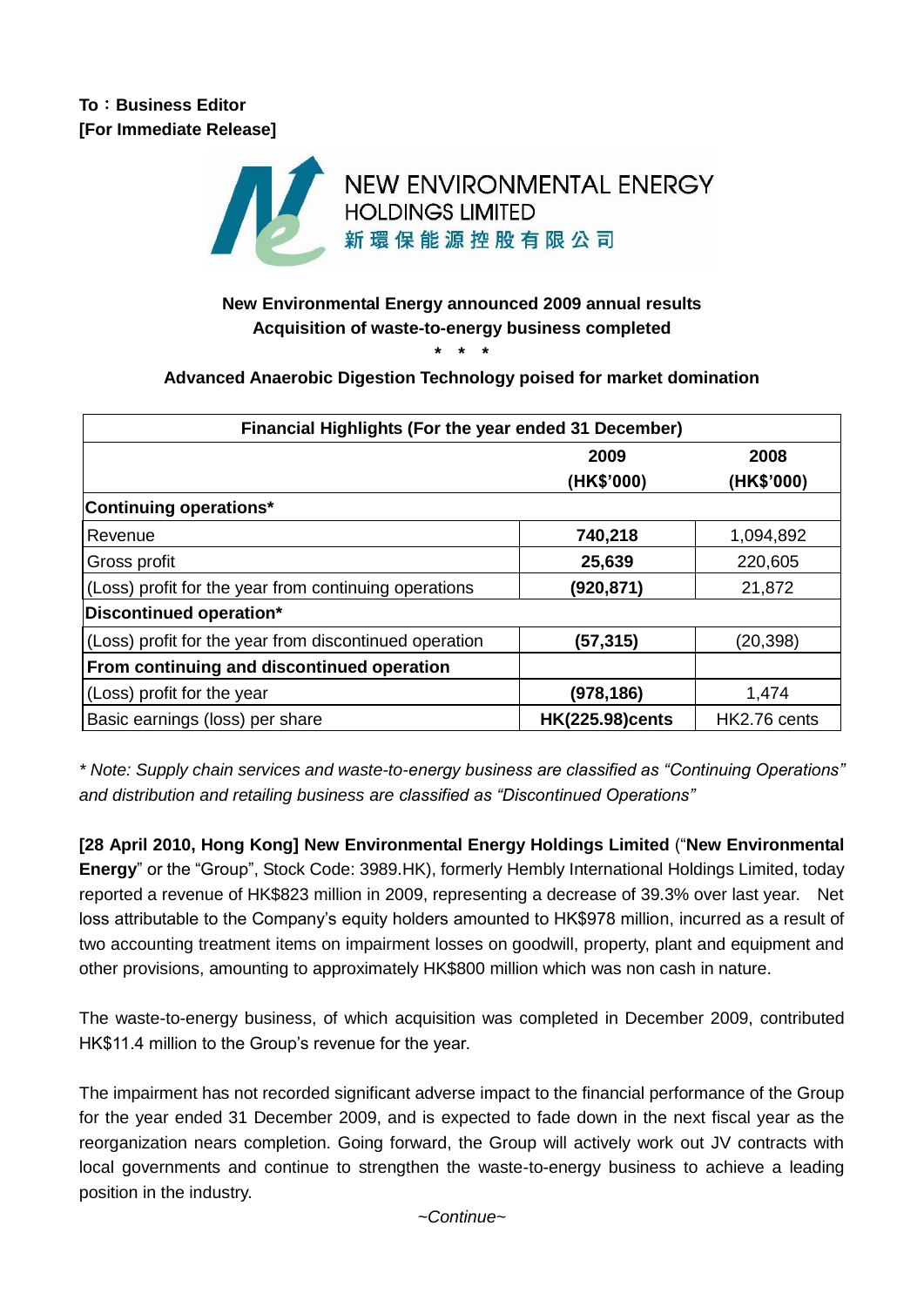**To：Business Editor**
**[For Immediate Release]**

NEW ENVIRONMENTAL ENERGY HOLDINGS LIMITED
新環保能源控股有限公司

**New Environmental Energy announced 2009 annual results**
**Acquisition of waste-to-energy business completed**

\* \* \*

**Advanced Anaerobic Digestion Technology poised for market domination**

| Financial Highlights (For the year ended 31 December) | | |
|---|---|---|
| | **2009 (HK$'000)** | **2008 (HK$'000)** |
| **Continuing operations*** | | |
| Revenue | **740,218** | 1,094,892 |
| Gross profit | **25,639** | 220,605 |
| (Loss) profit for the year from continuing operations | **(920,871)** | 21,872 |
| **Discontinued operation*** | | |
| (Loss) profit for the year from discontinued operation | **(57,315)** | (20,398) |
| **From continuing and discontinued operation** | | |
| (Loss) profit for the year | **(978,186)** | 1,474 |
| Basic earnings (loss) per share | **HK(225.98)cents** | HK2.76 cents |

*\* Note: Supply chain services and waste-to-energy business are classified as "Continuing Operations" and distribution and retailing business are classified as "Discontinued Operations"*

**[28 April 2010, Hong Kong] New Environmental Energy Holdings Limited** ("**New Environmental Energy**" or the "Group", Stock Code: 3989.HK), formerly Hembly International Holdings Limited, today reported a revenue of HK$823 million in 2009, representing a decrease of 39.3% over last year. Net loss attributable to the Company's equity holders amounted to HK$978 million, incurred as a result of two accounting treatment items on impairment losses on goodwill, property, plant and equipment and other provisions, amounting to approximately HK$800 million which was non cash in nature.

The waste-to-energy business, of which acquisition was completed in December 2009, contributed HK$11.4 million to the Group's revenue for the year.

The impairment has not recorded significant adverse impact to the financial performance of the Group for the year ended 31 December 2009, and is expected to fade down in the next fiscal year as the reorganization nears completion. Going forward, the Group will actively work out JV contracts with local governments and continue to strengthen the waste-to-energy business to achieve a leading position in the industry.

*~Continue~*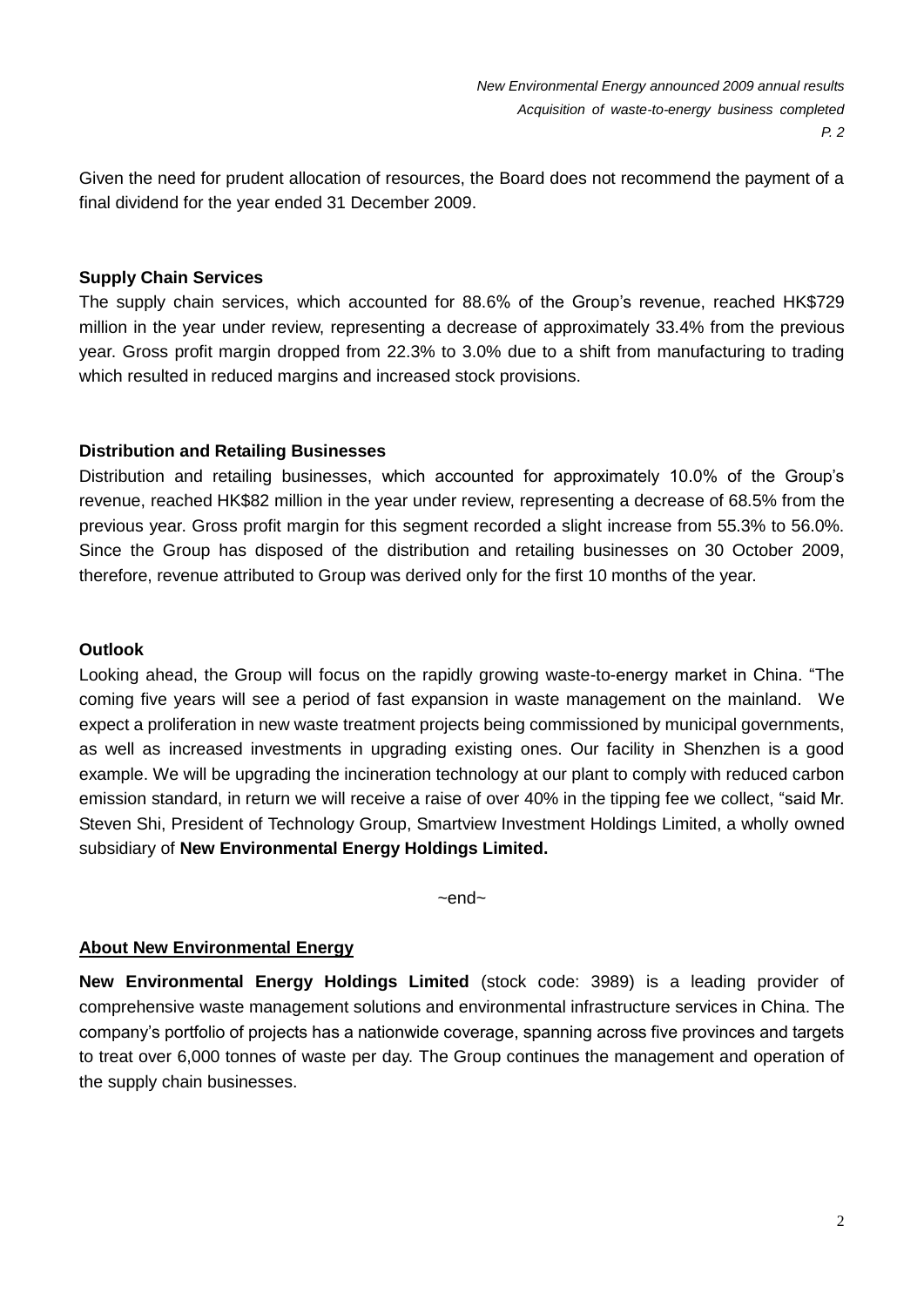Given the need for prudent allocation of resources, the Board does not recommend the payment of a final dividend for the year ended 31 December 2009.

**Supply Chain Services**

The supply chain services, which accounted for 88.6% of the Group's revenue, reached HK$729 million in the year under review, representing a decrease of approximately 33.4% from the previous year. Gross profit margin dropped from 22.3% to 3.0% due to a shift from manufacturing to trading which resulted in reduced margins and increased stock provisions.

**Distribution and Retailing Businesses**

Distribution and retailing businesses, which accounted for approximately 10.0% of the Group's revenue, reached HK$82 million in the year under review, representing a decrease of 68.5% from the previous year. Gross profit margin for this segment recorded a slight increase from 55.3% to 56.0%. Since the Group has disposed of the distribution and retailing businesses on 30 October 2009, therefore, revenue attributed to Group was derived only for the first 10 months of the year.

**Outlook**

Looking ahead, the Group will focus on the rapidly growing waste-to-energy market in China. "The coming five years will see a period of fast expansion in waste management on the mainland. We expect a proliferation in new waste treatment projects being commissioned by municipal governments, as well as increased investments in upgrading existing ones. Our facility in Shenzhen is a good example. We will be upgrading the incineration technology at our plant to comply with reduced carbon emission standard, in return we will receive a raise of over 40% in the tipping fee we collect, "said Mr. Steven Shi, President of Technology Group, Smartview Investment Holdings Limited, a wholly owned subsidiary of **New Environmental Energy Holdings Limited.**

~end~

**About New Environmental Energy**

**New Environmental Energy Holdings Limited** (stock code: 3989) is a leading provider of comprehensive waste management solutions and environmental infrastructure services in China. The company's portfolio of projects has a nationwide coverage, spanning across five provinces and targets to treat over 6,000 tonnes of waste per day. The Group continues the management and operation of the supply chain businesses.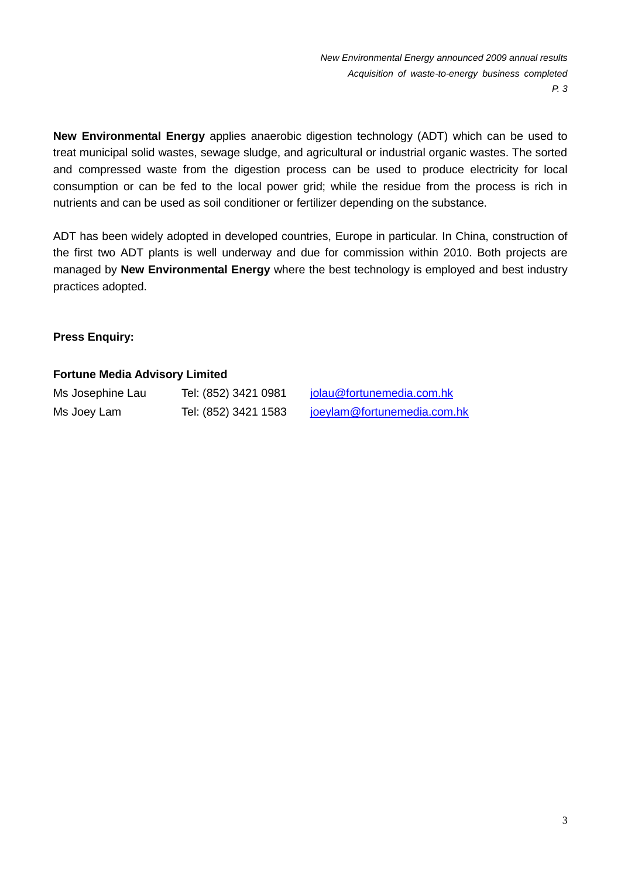**New Environmental Energy** applies anaerobic digestion technology (ADT) which can be used to treat municipal solid wastes, sewage sludge, and agricultural or industrial organic wastes. The sorted and compressed waste from the digestion process can be used to produce electricity for local consumption or can be fed to the local power grid; while the residue from the process is rich in nutrients and can be used as soil conditioner or fertilizer depending on the substance.

ADT has been widely adopted in developed countries, Europe in particular. In China, construction of the first two ADT plants is well underway and due for commission within 2010. Both projects are managed by **New Environmental Energy** where the best technology is employed and best industry practices adopted.

**Press Enquiry:**

**Fortune Media Advisory Limited**

| | | |
|---|---|---|
| Ms Josephine Lau | Tel: (852) 3421 0981 | jolau@fortunemedia.com.hk |
| Ms Joey Lam | Tel: (852) 3421 1583 | joeylam@fortunemedia.com.hk |